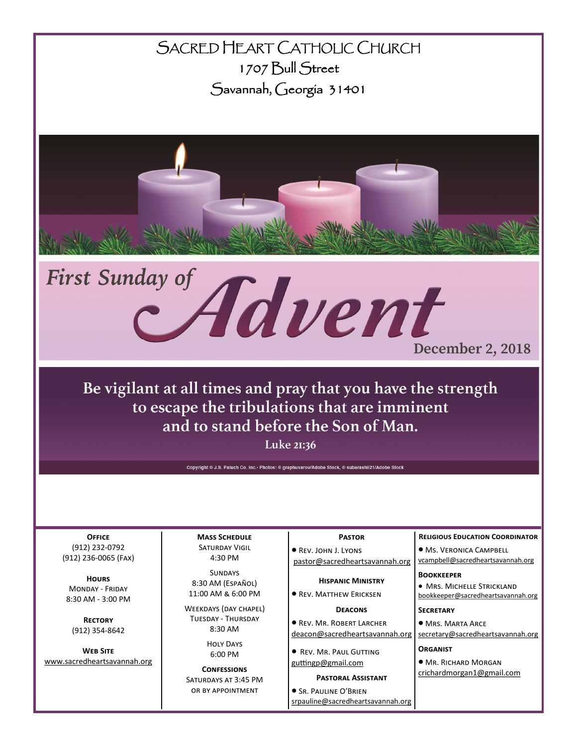# SACRED HEART CATHOLIC CHURCH

1707 Bull Street

Savannah, Georgia 31401

## First Sunday of Advent

December 2, 2018

**Be vigilant at all times and pray that you have the strength to escape the tribulations that are imminent and to stand before the Son of Man.**

**Luke 21:36**

Copyright © J.S. Paluch Co. Inc.· Photos: © graphuvarov/Adobe Stock, © subarashii21/Adobe Stock

**OFFICE**
(912) 232-0792
(912) 236-0065 (FAX)

**HOURS**
MONDAY - FRIDAY
8:30 AM - 3:00 PM

**RECTORY**
(912) 354-8642

**WEB SITE**
www.sacredheartsavannah.org

**MASS SCHEDULE**
SATURDAY VIGIL
4:30 PM

SUNDAYS
8:30 AM (ESPAÑOL)
11:00 AM & 6:00 PM

WEEKDAYS (DAY CHAPEL)
TUESDAY - THURSDAY
8:30 AM

HOLY DAYS
6:00 PM

**CONFESSIONS**
SATURDAYS AT 3:45 PM
OR BY APPOINTMENT

**PASTOR**
- REV. JOHN J. LYONS
pastor@sacredheartsavannah.org

**HISPANIC MINISTRY**
- REV. MATTHEW ERICKSEN

**DEACONS**
- REV. MR. ROBERT LARCHER
deacon@sacredheartsavannah.org
- REV. MR. PAUL GUTTING
guttingp@gmail.com

**PASTORAL ASSISTANT**
- SR. PAULINE O'BRIEN
srpauline@sacredheartsavannah.org

**RELIGIOUS EDUCATION COORDINATOR**
- MS. VERONICA CAMPBELL
vcampbell@sacredheartsavannah.org

**BOOKKEEPER**
- MRS. MICHELLE STRICKLAND
bookkeeper@sacredheartsavannah.org

**SECRETARY**
- MRS. MARTA ARCE
secretary@sacredheartsavannah.org

**ORGANIST**
- MR. RICHARD MORGAN
crichardmorgan1@gmail.com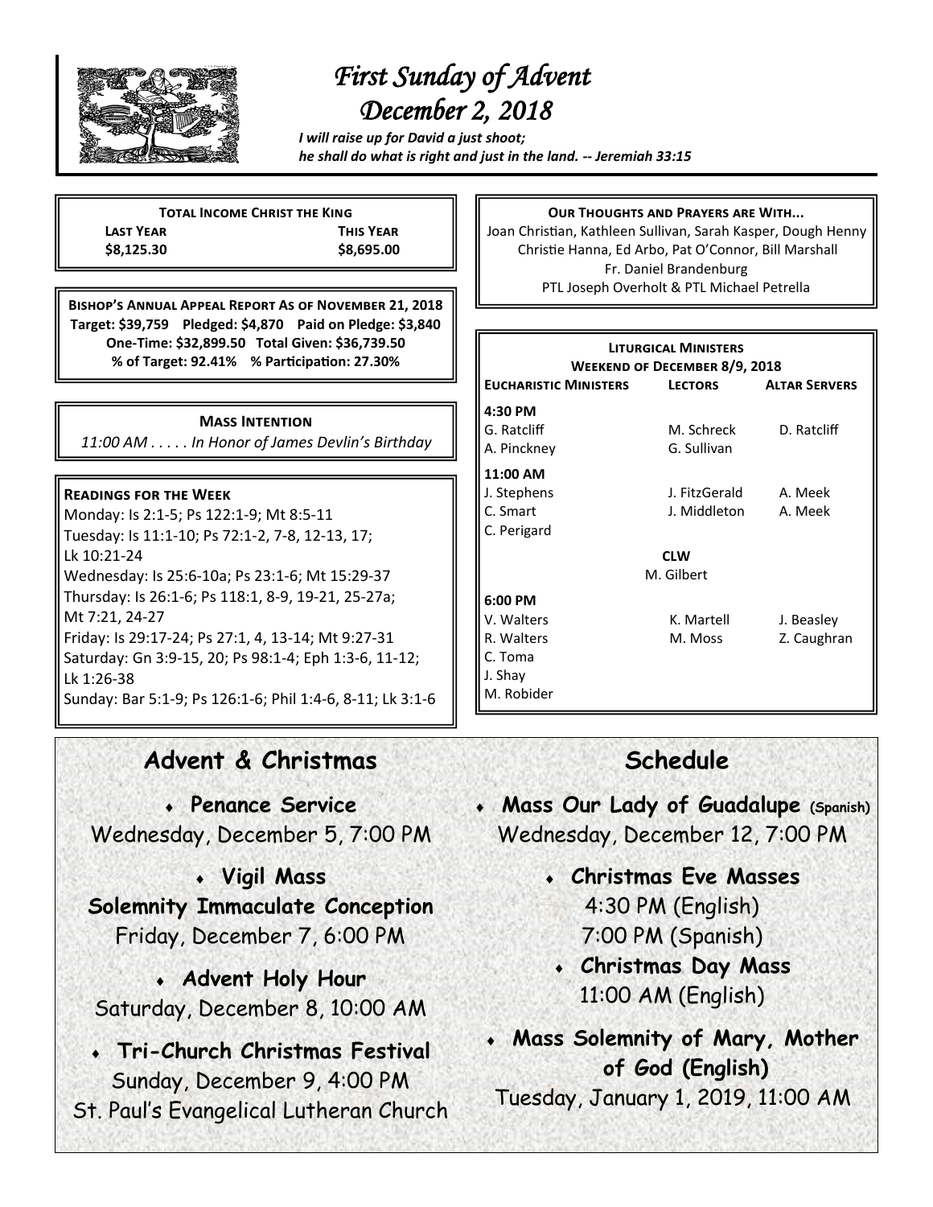# *First Sunday of Advent*
# *December 2, 2018*

***I will raise up for David a just shoot;***
***he shall do what is right and just in the land. -- Jeremiah 33:15***

**Total Income Christ the King**

| Last Year | This Year |
|---|---|
| $8,125.30 | $8,695.00 |

**Bishop's Annual Appeal Report As of November 21, 2018**

**Target: $39,759  Pledged: $4,870  Paid on Pledge: $3,840**
**One-Time: $32,899.50  Total Given: $36,739.50**
**% of Target: 92.41%  % Participation: 27.30%**

**Mass Intention**

*11:00 AM . . . . . In Honor of James Devlin's Birthday*

**Readings for the Week**

Monday: Is 2:1-5; Ps 122:1-9; Mt 8:5-11
Tuesday: Is 11:1-10; Ps 72:1-2, 7-8, 12-13, 17; Lk 10:21-24
Wednesday: Is 25:6-10a; Ps 23:1-6; Mt 15:29-37
Thursday: Is 26:1-6; Ps 118:1, 8-9, 19-21, 25-27a; Mt 7:21, 24-27
Friday: Is 29:17-24; Ps 27:1, 4, 13-14; Mt 9:27-31
Saturday: Gn 3:9-15, 20; Ps 98:1-4; Eph 1:3-6, 11-12; Lk 1:26-38
Sunday: Bar 5:1-9; Ps 126:1-6; Phil 1:4-6, 8-11; Lk 3:1-6

**Our Thoughts and Prayers are With...**

Joan Christian, Kathleen Sullivan, Sarah Kasper, Dough Henny
Christie Hanna, Ed Arbo, Pat O'Connor, Bill Marshall
Fr. Daniel Brandenburg
PTL Joseph Overholt & PTL Michael Petrella

**Liturgical Ministers**
**Weekend of December 8/9, 2018**

| Eucharistic Ministers | Lectors | Altar Servers |
|---|---|---|
| **4:30 PM** | | |
| G. Ratcliff | M. Schreck | D. Ratcliff |
| A. Pinckney | G. Sullivan | |
| **11:00 AM** | | |
| J. Stephens | J. FitzGerald | A. Meek |
| C. Smart | J. Middleton | A. Meek |
| C. Perigard | | |
| | **CLW** | |
| | M. Gilbert | |
| **6:00 PM** | | |
| V. Walters | K. Martell | J. Beasley |
| R. Walters | M. Moss | Z. Caughran |
| C. Toma | | |
| J. Shay | | |
| M. Robider | | |

## Advent & Christmas Schedule

- **Penance Service**
  Wednesday, December 5, 7:00 PM
- **Vigil Mass Solemnity Immaculate Conception**
  Friday, December 7, 6:00 PM
- **Advent Holy Hour**
  Saturday, December 8, 10:00 AM
- **Tri-Church Christmas Festival**
  Sunday, December 9, 4:00 PM
  St. Paul's Evangelical Lutheran Church
- **Mass Our Lady of Guadalupe (Spanish)**
  Wednesday, December 12, 7:00 PM
- **Christmas Eve Masses**
  4:30 PM (English)
  7:00 PM (Spanish)
- **Christmas Day Mass**
  11:00 AM (English)
- **Mass Solemnity of Mary, Mother of God (English)**
  Tuesday, January 1, 2019, 11:00 AM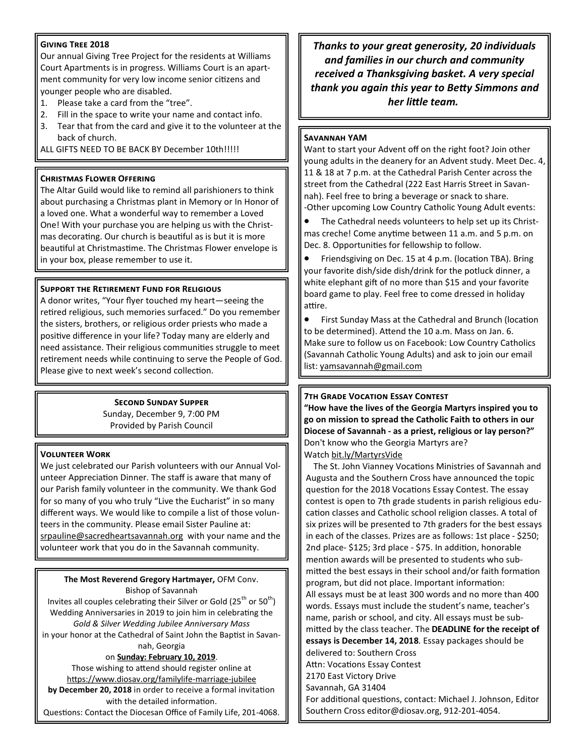### Giving Tree 2018

Our annual Giving Tree Project for the residents at Williams Court Apartments is in progress. Williams Court is an apartment community for very low income senior citizens and younger people who are disabled.

1. Please take a card from the "tree".
2. Fill in the space to write your name and contact info.
3. Tear that from the card and give it to the volunteer at the back of church.

ALL GIFTS NEED TO BE BACK BY December 10th!!!!!

### Christmas Flower Offering

The Altar Guild would like to remind all parishioners to think about purchasing a Christmas plant in Memory or In Honor of a loved one. What a wonderful way to remember a Loved One! With your purchase you are helping us with the Christmas decorating. Our church is beautiful as is but it is more beautiful at Christmastime. The Christmas Flower envelope is in your box, please remember to use it.

### Support the Retirement Fund for Religious

A donor writes, "Your flyer touched my heart—seeing the retired religious, such memories surfaced." Do you remember the sisters, brothers, or religious order priests who made a positive difference in your life? Today many are elderly and need assistance. Their religious communities struggle to meet retirement needs while continuing to serve the People of God. Please give to next week's second collection.

### Second Sunday Supper

Sunday, December 9, 7:00 PM
Provided by Parish Council

### Volunteer Work

We just celebrated our Parish volunteers with our Annual Volunteer Appreciation Dinner. The staff is aware that many of our Parish family volunteer in the community. We thank God for so many of you who truly "Live the Eucharist" in so many different ways. We would like to compile a list of those volunteers in the community. Please email Sister Pauline at: srpauline@sacredheartsavannah.org with your name and the volunteer work that you do in the Savannah community.

**The Most Reverend Gregory Hartmayer,** OFM Conv.
Bishop of Savannah
Invites all couples celebrating their Silver or Gold (25th or 50th) Wedding Anniversaries in 2019 to join him in celebrating the *Gold & Silver Wedding Jubilee Anniversary Mass* in your honor at the Cathedral of Saint John the Baptist in Savannah, Georgia
on **Sunday: February 10, 2019**.
Those wishing to attend should register online at https://www.diosav.org/familylife-marriage-jubilee **by December 20, 2018** in order to receive a formal invitation with the detailed information.
Questions: Contact the Diocesan Office of Family Life, 201-4068.

***Thanks to your great generosity, 20 individuals and families in our church and community received a Thanksgiving basket. A very special thank you again this year to Betty Simmons and her little team.***

### Savannah YAM

Want to start your Advent off on the right foot? Join other young adults in the deanery for an Advent study. Meet Dec. 4, 11 & 18 at 7 p.m. at the Cathedral Parish Center across the street from the Cathedral (222 East Harris Street in Savannah). Feel free to bring a beverage or snack to share.
-Other upcoming Low Country Catholic Young Adult events:

- The Cathedral needs volunteers to help set up its Christmas creche! Come anytime between 11 a.m. and 5 p.m. on Dec. 8. Opportunities for fellowship to follow.
- Friendsgiving on Dec. 15 at 4 p.m. (location TBA). Bring your favorite dish/side dish/drink for the potluck dinner, a white elephant gift of no more than $15 and your favorite board game to play. Feel free to come dressed in holiday attire.
- First Sunday Mass at the Cathedral and Brunch (location to be determined). Attend the 10 a.m. Mass on Jan. 6.

Make sure to follow us on Facebook: Low Country Catholics (Savannah Catholic Young Adults) and ask to join our email list: yamsavannah@gmail.com

### 7th Grade Vocation Essay Contest

**"How have the lives of the Georgia Martyrs inspired you to go on mission to spread the Catholic Faith to others in our Diocese of Savannah - as a priest, religious or lay person?"**
Don't know who the Georgia Martyrs are?
Watch bit.ly/MartyrsVide

The St. John Vianney Vocations Ministries of Savannah and Augusta and the Southern Cross have announced the topic question for the 2018 Vocations Essay Contest. The essay contest is open to 7th grade students in parish religious education classes and Catholic school religion classes. A total of six prizes will be presented to 7th graders for the best essays in each of the classes. Prizes are as follows: 1st place - $250; 2nd place- $125; 3rd place - $75. In addition, honorable mention awards will be presented to students who submitted the best essays in their school and/or faith formation program, but did not place. Important information:
All essays must be at least 300 words and no more than 400 words. Essays must include the student's name, teacher's name, parish or school, and city. All essays must be submitted by the class teacher. The **DEADLINE for the receipt of essays is December 14, 2018**. Essay packages should be delivered to: Southern Cross
Attn: Vocations Essay Contest
2170 East Victory Drive
Savannah, GA 31404
For additional questions, contact: Michael J. Johnson, Editor Southern Cross editor@diosav.org, 912-201-4054.